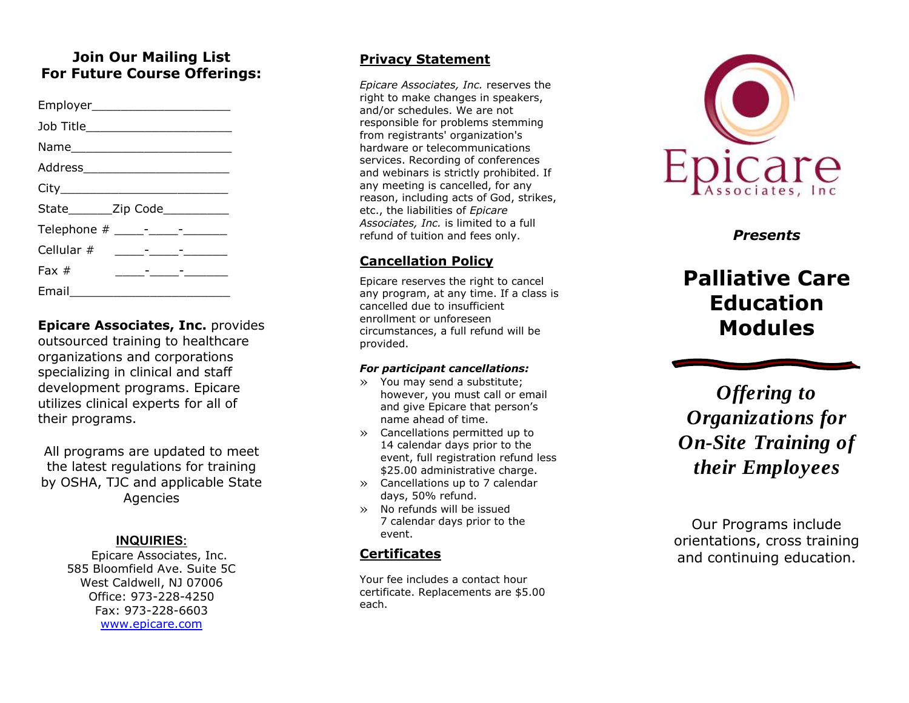## Join Our Mailing List For Future Course Offerings:

Employer___________________

Job Title____________________

Name______________________

Address_____________________

City_______________________

State______Zip Code_________

Telephone # ____-____-______

Cellular # ____-____-______

Fax # ____-____-______

Email______________________

**Epicare Associates, Inc.** provides outsourced training to healthcare organizations and corporations specializing in clinical and staff development programs. Epicare utilizes clinical experts for all of their programs.

All programs are updated to meet the latest regulations for training by OSHA, TJC and applicable State Agencies

**INQUIRIES:**

Epicare Associates, Inc.
585 Bloomfield Ave. Suite 5C
West Caldwell, NJ 07006
Office: 973-228-4250
Fax: 973-228-6603
www.epicare.com

## Privacy Statement

*Epicare Associates, Inc.* reserves the right to make changes in speakers, and/or schedules. We are not responsible for problems stemming from registrants' organization's hardware or telecommunications services. Recording of conferences and webinars is strictly prohibited. If any meeting is cancelled, for any reason, including acts of God, strikes, etc., the liabilities of *Epicare Associates, Inc.* is limited to a full refund of tuition and fees only.

## Cancellation Policy

Epicare reserves the right to cancel any program, at any time. If a class is cancelled due to insufficient enrollment or unforeseen circumstances, a full refund will be provided.

***For participant cancellations:***

- You may send a substitute; however, you must call or email and give Epicare that person's name ahead of time.
- Cancellations permitted up to 14 calendar days prior to the event, full registration refund less $25.00 administrative charge.
- Cancellations up to 7 calendar days, 50% refund.
- No refunds will be issued 7 calendar days prior to the event.

## Certificates

Your fee includes a contact hour certificate. Replacements are $5.00 each.

Epicare Associates, Inc

***Presents***

# Palliative Care Education Modules

***Offering to Organizations for On-Site Training of their Employees***

Our Programs include orientations, cross training and continuing education.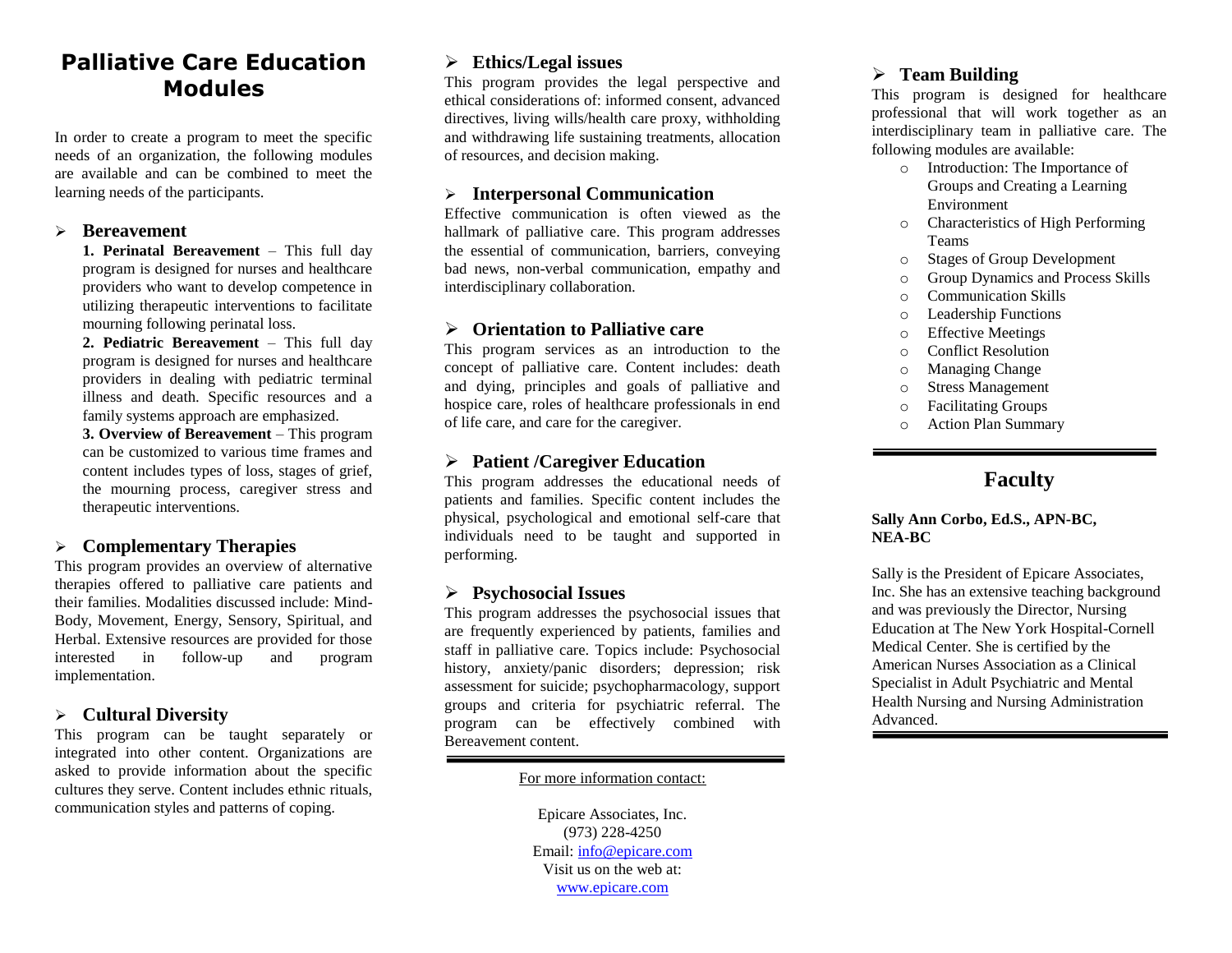# Palliative Care Education Modules

In order to create a program to meet the specific needs of an organization, the following modules are available and can be combined to meet the learning needs of the participants.

## Bereavement

**1. Perinatal Bereavement** – This full day program is designed for nurses and healthcare providers who want to develop competence in utilizing therapeutic interventions to facilitate mourning following perinatal loss.

**2. Pediatric Bereavement** – This full day program is designed for nurses and healthcare providers in dealing with pediatric terminal illness and death. Specific resources and a family systems approach are emphasized.

**3. Overview of Bereavement** – This program can be customized to various time frames and content includes types of loss, stages of grief, the mourning process, caregiver stress and therapeutic interventions.

## Complementary Therapies

This program provides an overview of alternative therapies offered to palliative care patients and their families. Modalities discussed include: Mind-Body, Movement, Energy, Sensory, Spiritual, and Herbal. Extensive resources are provided for those interested in follow-up and program implementation.

## Cultural Diversity

This program can be taught separately or integrated into other content. Organizations are asked to provide information about the specific cultures they serve. Content includes ethnic rituals, communication styles and patterns of coping.

## Ethics/Legal issues

This program provides the legal perspective and ethical considerations of: informed consent, advanced directives, living wills/health care proxy, withholding and withdrawing life sustaining treatments, allocation of resources, and decision making.

## Interpersonal Communication

Effective communication is often viewed as the hallmark of palliative care. This program addresses the essential of communication, barriers, conveying bad news, non-verbal communication, empathy and interdisciplinary collaboration.

## Orientation to Palliative care

This program services as an introduction to the concept of palliative care. Content includes: death and dying, principles and goals of palliative and hospice care, roles of healthcare professionals in end of life care, and care for the caregiver.

## Patient /Caregiver Education

This program addresses the educational needs of patients and families. Specific content includes the physical, psychological and emotional self-care that individuals need to be taught and supported in performing.

## Psychosocial Issues

This program addresses the psychosocial issues that are frequently experienced by patients, families and staff in palliative care. Topics include: Psychosocial history, anxiety/panic disorders; depression; risk assessment for suicide; psychopharmacology, support groups and criteria for psychiatric referral. The program can be effectively combined with Bereavement content.

For more information contact:

Epicare Associates, Inc.
(973) 228-4250
Email: info@epicare.com
Visit us on the web at:
www.epicare.com

## Team Building

This program is designed for healthcare professional that will work together as an interdisciplinary team in palliative care. The following modules are available:

- Introduction: The Importance of Groups and Creating a Learning Environment
- Characteristics of High Performing Teams
- Stages of Group Development
- Group Dynamics and Process Skills
- Communication Skills
- Leadership Functions
- Effective Meetings
- Conflict Resolution
- Managing Change
- Stress Management
- Facilitating Groups
- Action Plan Summary

## Faculty

**Sally Ann Corbo, Ed.S., APN-BC, NEA-BC**

Sally is the President of Epicare Associates, Inc. She has an extensive teaching background and was previously the Director, Nursing Education at The New York Hospital-Cornell Medical Center. She is certified by the American Nurses Association as a Clinical Specialist in Adult Psychiatric and Mental Health Nursing and Nursing Administration Advanced.